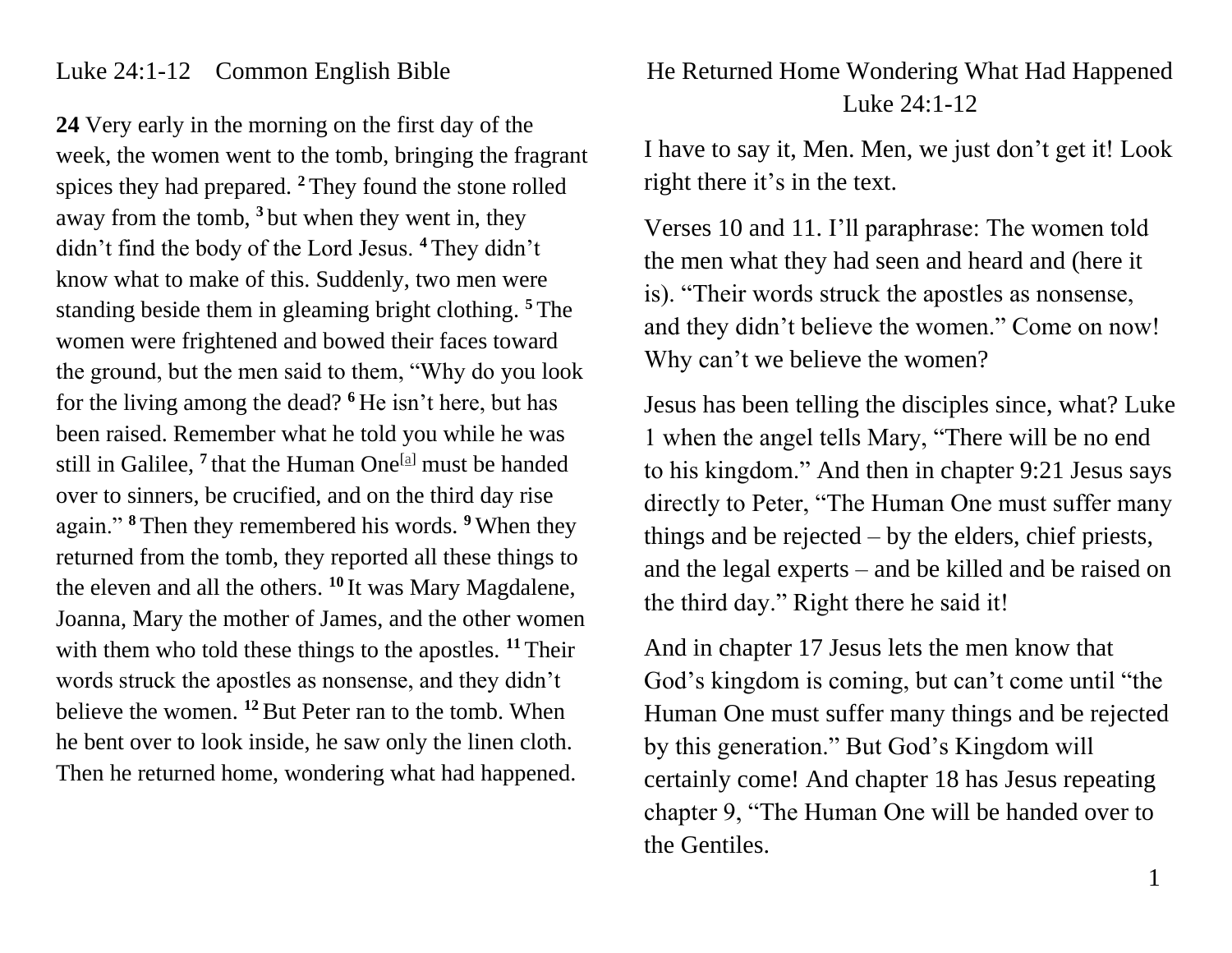## Luke 24:1-12 Common English Bible

**24** Very early in the morning on the first day of the week, the women went to the tomb, bringing the fragrant spices they had prepared. **2** They found the stone rolled away from the tomb, **3** but when they went in, they didn't find the body of the Lord Jesus. **4** They didn't know what to make of this. Suddenly, two men were standing beside them in gleaming bright clothing. **5** The women were frightened and bowed their faces toward the ground, but the men said to them, "Why do you look for the living among the dead? **6** He isn't here, but has been raised. Remember what he told you while he was still in Galilee, **7** that the Human One[a] must be handed over to sinners, be crucified, and on the third day rise again." **8** Then they remembered his words. **9** When they returned from the tomb, they reported all these things to the eleven and all the others. **10** It was Mary Magdalene, Joanna, Mary the mother of James, and the other women with them who told these things to the apostles. **11** Their words struck the apostles as nonsense, and they didn't believe the women. **12** But Peter ran to the tomb. When he bent over to look inside, he saw only the linen cloth. Then he returned home, wondering what had happened.

# He Returned Home Wondering What Had Happened
## Luke 24:1-12

I have to say it, Men. Men, we just don't get it! Look right there it's in the text.

Verses 10 and 11. I'll paraphrase: The women told the men what they had seen and heard and (here it is). "Their words struck the apostles as nonsense, and they didn't believe the women." Come on now! Why can't we believe the women?

Jesus has been telling the disciples since, what? Luke 1 when the angel tells Mary, "There will be no end to his kingdom." And then in chapter 9:21 Jesus says directly to Peter, "The Human One must suffer many things and be rejected – by the elders, chief priests, and the legal experts – and be killed and be raised on the third day." Right there he said it!

And in chapter 17 Jesus lets the men know that God's kingdom is coming, but can't come until "the Human One must suffer many things and be rejected by this generation." But God's Kingdom will certainly come! And chapter 18 has Jesus repeating chapter 9, "The Human One will be handed over to the Gentiles.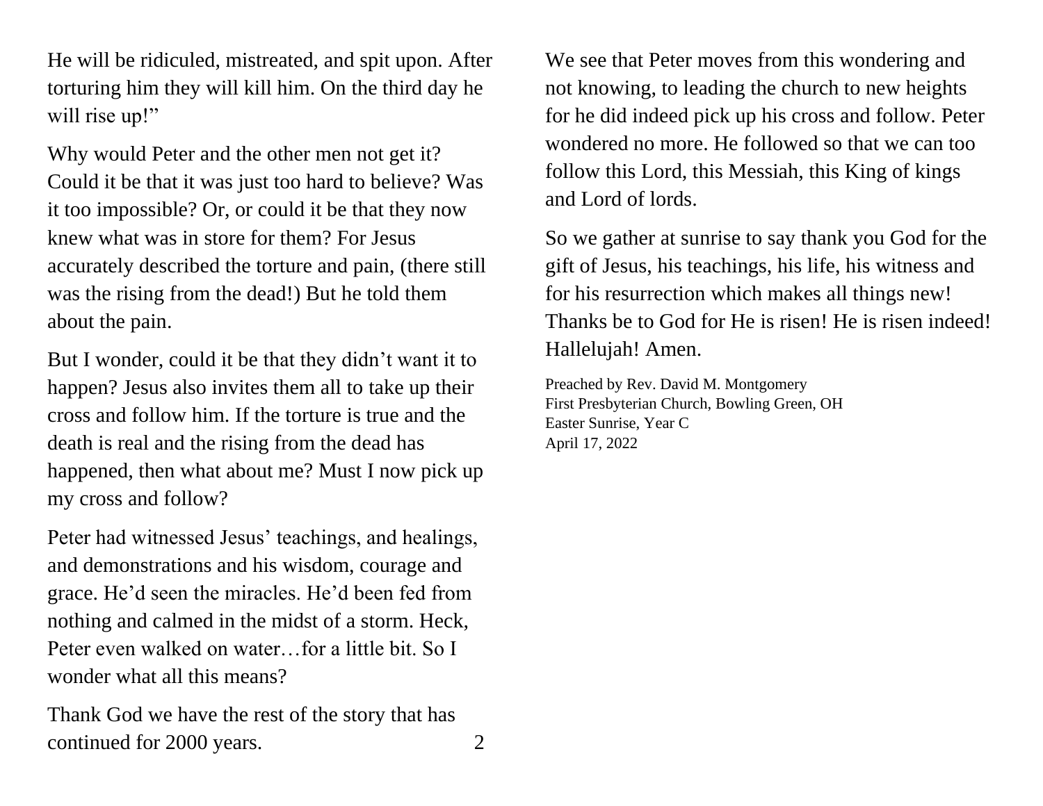He will be ridiculed, mistreated, and spit upon. After torturing him they will kill him. On the third day he will rise up!"

Why would Peter and the other men not get it? Could it be that it was just too hard to believe? Was it too impossible? Or, or could it be that they now knew what was in store for them? For Jesus accurately described the torture and pain, (there still was the rising from the dead!) But he told them about the pain.

But I wonder, could it be that they didn't want it to happen? Jesus also invites them all to take up their cross and follow him. If the torture is true and the death is real and the rising from the dead has happened, then what about me? Must I now pick up my cross and follow?

Peter had witnessed Jesus' teachings, and healings, and demonstrations and his wisdom, courage and grace. He'd seen the miracles. He'd been fed from nothing and calmed in the midst of a storm. Heck, Peter even walked on water…for a little bit. So I wonder what all this means?

Thank God we have the rest of the story that has continued for 2000 years.

We see that Peter moves from this wondering and not knowing, to leading the church to new heights for he did indeed pick up his cross and follow. Peter wondered no more. He followed so that we can too follow this Lord, this Messiah, this King of kings and Lord of lords.

So we gather at sunrise to say thank you God for the gift of Jesus, his teachings, his life, his witness and for his resurrection which makes all things new! Thanks be to God for He is risen! He is risen indeed! Hallelujah! Amen.

Preached by Rev. David M. Montgomery
First Presbyterian Church, Bowling Green, OH
Easter Sunrise, Year C
April 17, 2022